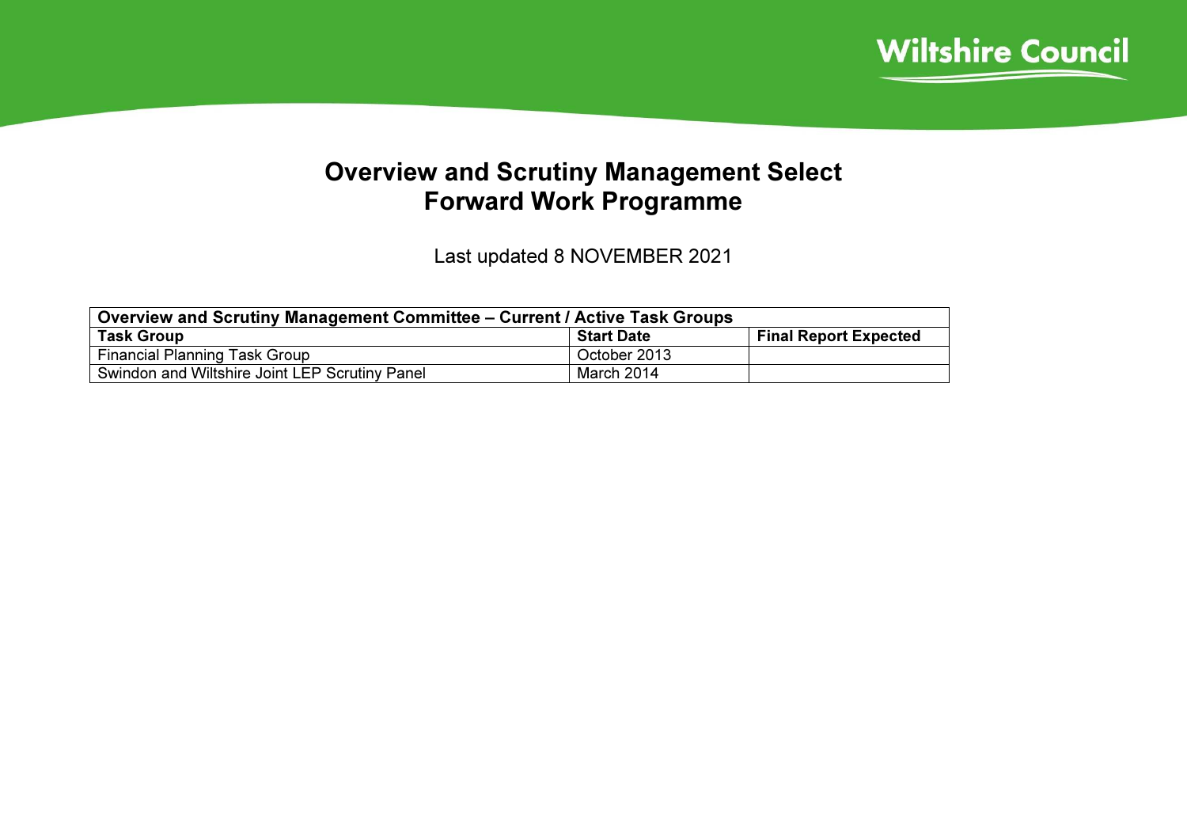# Overview and Scrutiny Management Select Forward Work Programme

Last updated 8 NOVEMBER 2021

| Overview and Scrutiny Management Committee – Current / Active Task Groups | | |
|---|---|---|
| **Task Group** | **Start Date** | **Final Report Expected** |
| Financial Planning Task Group | October 2013 | |
| Swindon and Wiltshire Joint LEP Scrutiny Panel | March 2014 | |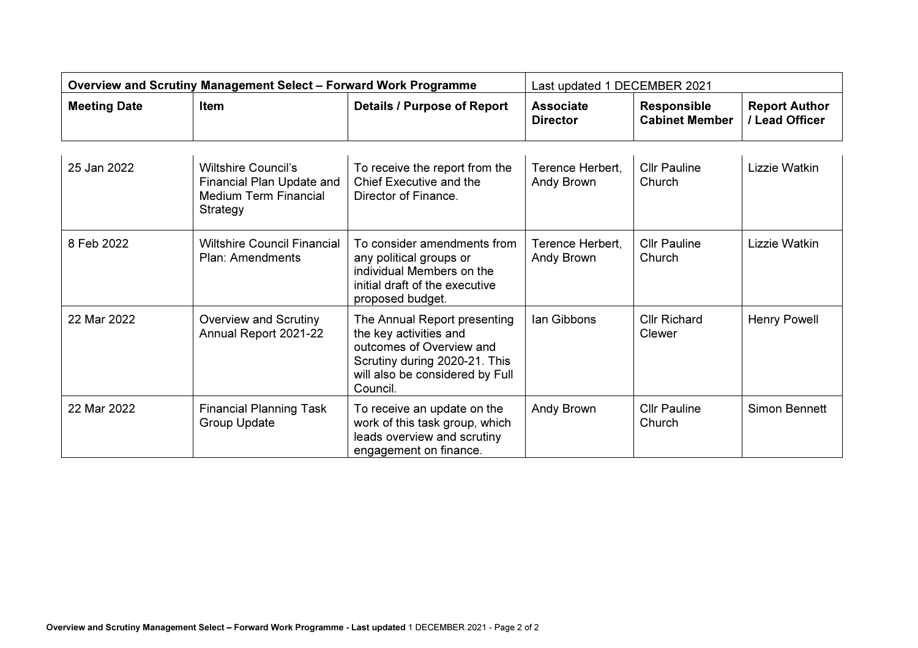| Overview and Scrutiny Management Select – Forward Work Programme | | | Last updated 1 DECEMBER 2021 | | |
|---|---|---|---|---|---|
| **Meeting Date** | **Item** | **Details / Purpose of Report** | **Associate Director** | **Responsible Cabinet Member** | **Report Author / Lead Officer** |
| 25 Jan 2022 | Wiltshire Council's Financial Plan Update and Medium Term Financial Strategy | To receive the report from the Chief Executive and the Director of Finance. | Terence Herbert, Andy Brown | Cllr Pauline Church | Lizzie Watkin |
| 8 Feb 2022 | Wiltshire Council Financial Plan: Amendments | To consider amendments from any political groups or individual Members on the initial draft of the executive proposed budget. | Terence Herbert, Andy Brown | Cllr Pauline Church | Lizzie Watkin |
| 22 Mar 2022 | Overview and Scrutiny Annual Report 2021-22 | The Annual Report presenting the key activities and outcomes of Overview and Scrutiny during 2020-21. This will also be considered by Full Council. | Ian Gibbons | Cllr Richard Clewer | Henry Powell |
| 22 Mar 2022 | Financial Planning Task Group Update | To receive an update on the work of this task group, which leads overview and scrutiny engagement on finance. | Andy Brown | Cllr Pauline Church | Simon Bennett |